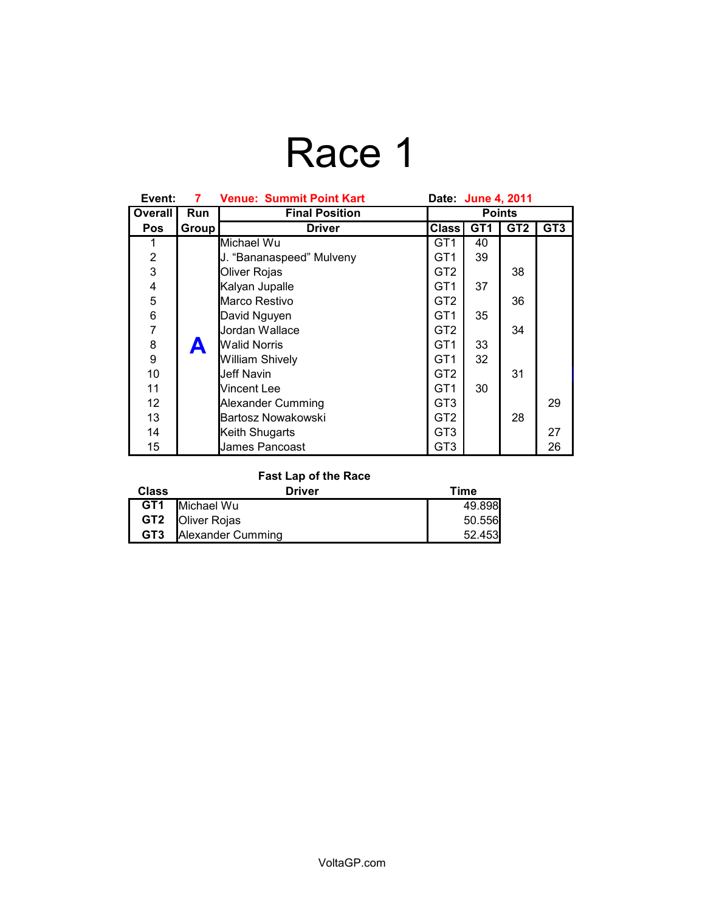# Race 1

**Event:** 7 **Venue: Summit Point Kart** **Date:** June 4, 2011

| Overall Pos | Run Group | Final Position Driver | Class | Points GT1 | Points GT2 | Points GT3 |
|---|---|---|---|---|---|---|
| 1 | A | Michael Wu | GT1 | 40 | | |
| 2 | | J. "Bananaspeed" Mulveny | GT1 | 39 | | |
| 3 | | Oliver Rojas | GT2 | | 38 | |
| 4 | | Kalyan Jupalle | GT1 | 37 | | |
| 5 | | Marco Restivo | GT2 | | 36 | |
| 6 | | David Nguyen | GT1 | 35 | | |
| 7 | | Jordan Wallace | GT2 | | 34 | |
| 8 | | Walid Norris | GT1 | 33 | | |
| 9 | | William Shively | GT1 | 32 | | |
| 10 | | Jeff Navin | GT2 | | 31 | |
| 11 | | Vincent Lee | GT1 | 30 | | |
| 12 | | Alexander Cumming | GT3 | | | 29 |
| 13 | | Bartosz Nowakowski | GT2 | | 28 | |
| 14 | | Keith Shugarts | GT3 | | | 27 |
| 15 | | James Pancoast | GT3 | | | 26 |

**Fast Lap of the Race**

| Class | Driver | Time |
|---|---|---|
| **GT1** | Michael Wu | 49.898 |
| **GT2** | Oliver Rojas | 50.556 |
| **GT3** | Alexander Cumming | 52.453 |

VoltaGP.com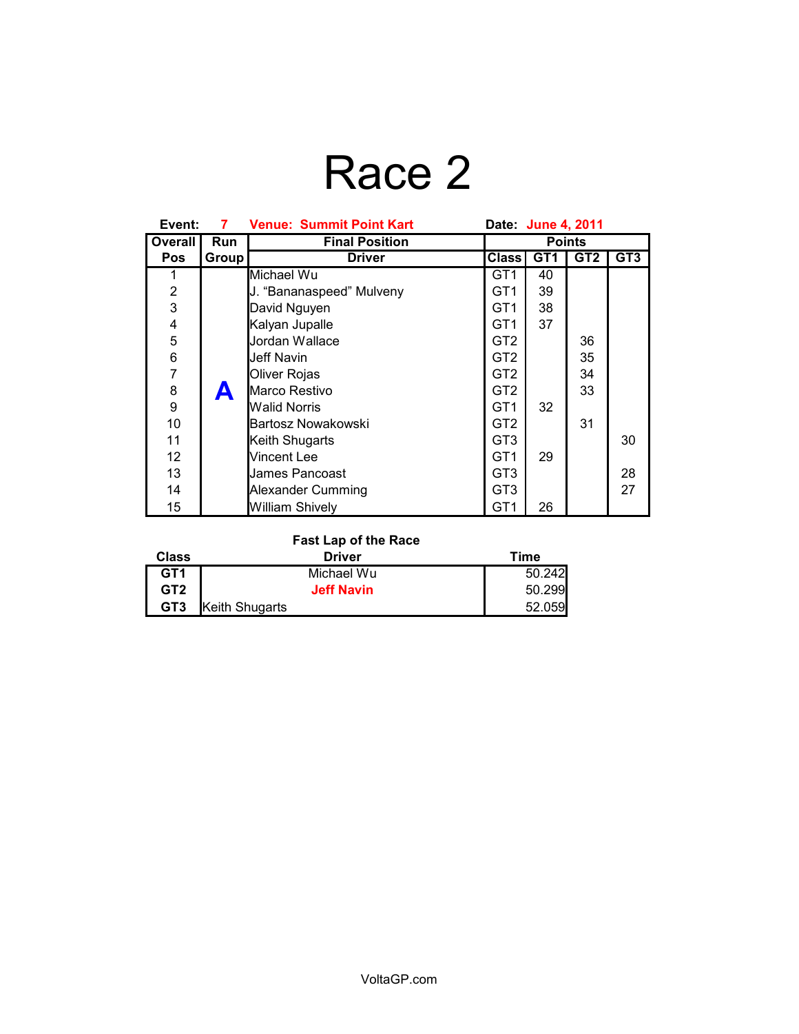# Race 2

**Event:** 7 **Venue: Summit Point Kart** **Date:** June 4, 2011

| Overall Pos | Run Group | Final Position Driver | Class | Points GT1 | GT2 | GT3 |
|---|---|---|---|---|---|---|
| 1 | A | Michael Wu | GT1 | 40 | | |
| 2 | | J. "Bananaspeed" Mulveny | GT1 | 39 | | |
| 3 | | David Nguyen | GT1 | 38 | | |
| 4 | | Kalyan Jupalle | GT1 | 37 | | |
| 5 | | Jordan Wallace | GT2 | | 36 | |
| 6 | | Jeff Navin | GT2 | | 35 | |
| 7 | | Oliver Rojas | GT2 | | 34 | |
| 8 | | Marco Restivo | GT2 | | 33 | |
| 9 | | Walid Norris | GT1 | 32 | | |
| 10 | | Bartosz Nowakowski | GT2 | | 31 | |
| 11 | | Keith Shugarts | GT3 | | | 30 |
| 12 | | Vincent Lee | GT1 | 29 | | |
| 13 | | James Pancoast | GT3 | | | 28 |
| 14 | | Alexander Cumming | GT3 | | | 27 |
| 15 | | William Shively | GT1 | 26 | | |

**Fast Lap of the Race**

| Class | Driver | Time |
|---|---|---|
| **GT1** | Michael Wu | 50.242 |
| **GT2** | **Jeff Navin** | 50.299 |
| **GT3** | Keith Shugarts | 52.059 |

VoltaGP.com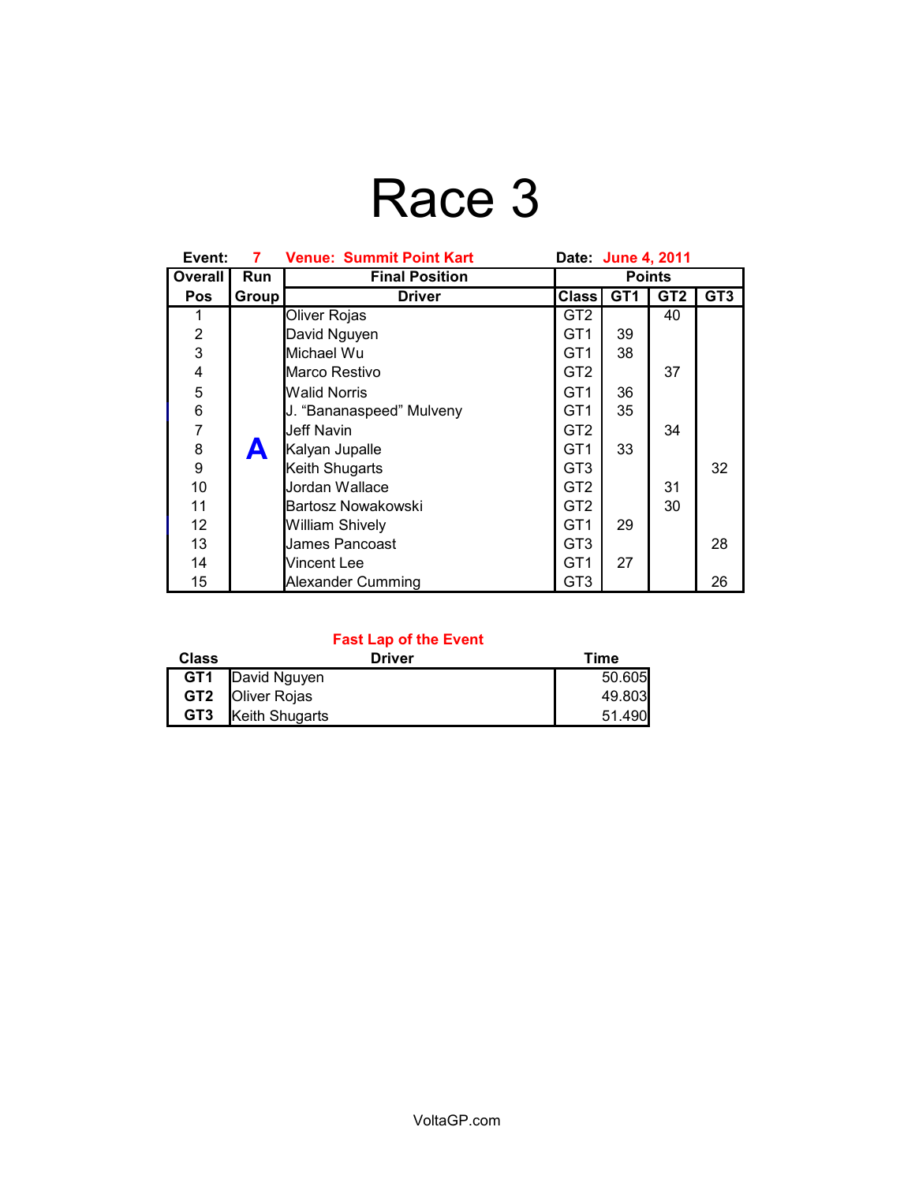# Race 3

| Event: | 7 | Venue: Summit Point Kart | Date: June 4, 2011 | | | |
|---|---|---|---|---|---|---|
| Overall | Run | Final Position | Points | | | |
| Pos | Group | Driver | Class | GT1 | GT2 | GT3 |
| 1 | A | Oliver Rojas | GT2 | | 40 | |
| 2 | | David Nguyen | GT1 | 39 | | |
| 3 | | Michael Wu | GT1 | 38 | | |
| 4 | | Marco Restivo | GT2 | | 37 | |
| 5 | | Walid Norris | GT1 | 36 | | |
| 6 | | J. "Bananaspeed" Mulveny | GT1 | 35 | | |
| 7 | | Jeff Navin | GT2 | | 34 | |
| 8 | | Kalyan Jupalle | GT1 | 33 | | |
| 9 | | Keith Shugarts | GT3 | | | 32 |
| 10 | | Jordan Wallace | GT2 | | 31 | |
| 11 | | Bartosz Nowakowski | GT2 | | 30 | |
| 12 | | William Shively | GT1 | 29 | | |
| 13 | | James Pancoast | GT3 | | | 28 |
| 14 | | Vincent Lee | GT1 | 27 | | |
| 15 | | Alexander Cumming | GT3 | | | 26 |

**Fast Lap of the Event**

| Class | Driver | Time |
|---|---|---|
| GT1 | David Nguyen | 50.605 |
| GT2 | Oliver Rojas | 49.803 |
| GT3 | Keith Shugarts | 51.490 |

VoltaGP.com